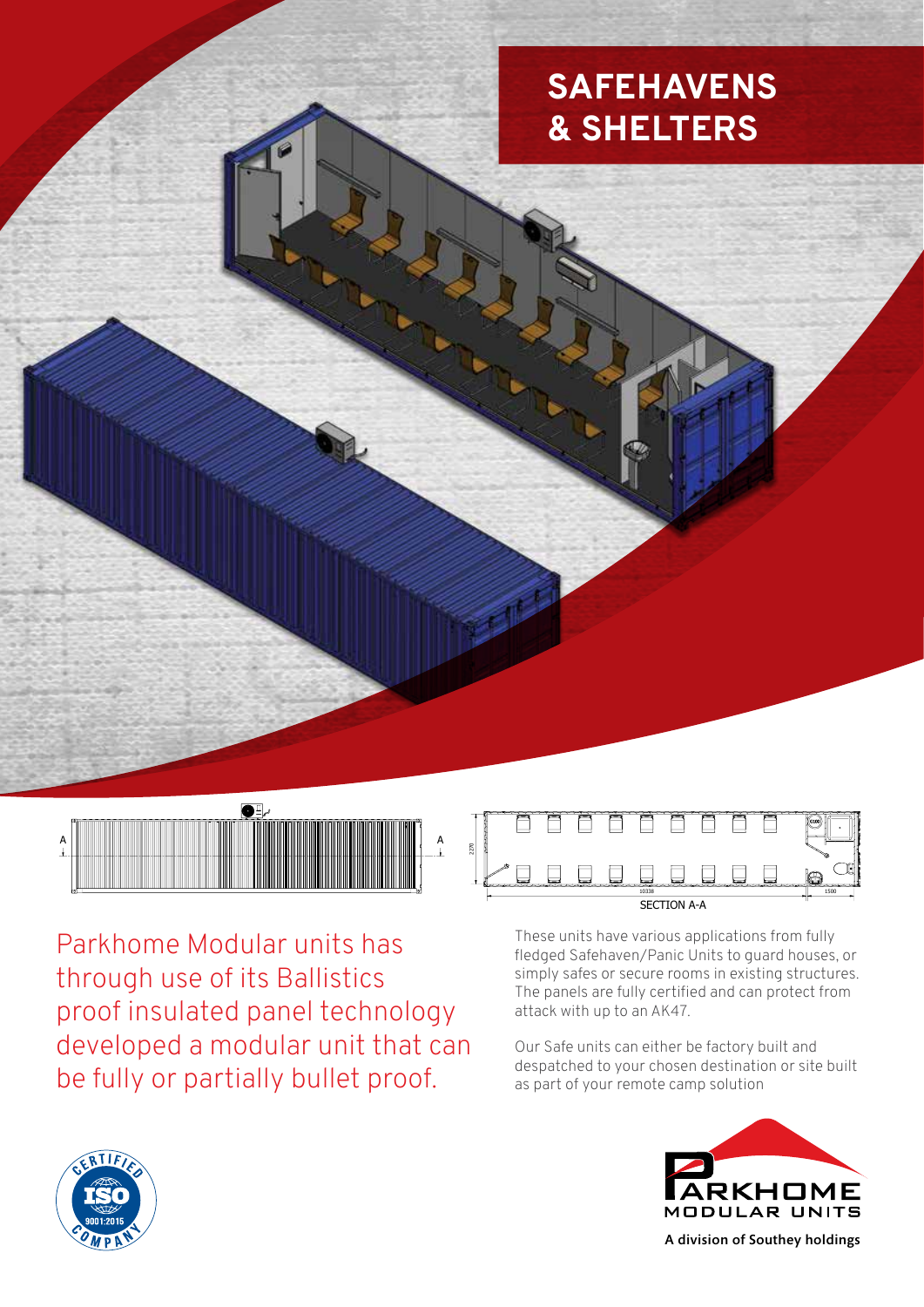# SAFEHAVENS & SHELTERS

SECTION A-A

Parkhome Modular units has through use of its Ballistics proof insulated panel technology developed a modular unit that can be fully or partially bullet proof.

These units have various applications from fully fledged Safehaven/Panic Units to guard houses, or simply safes or secure rooms in existing structures. The panels are fully certified and can protect from attack with up to an AK47.

Our Safe units can either be factory built and despatched to your chosen destination or site built as part of your remote camp solution

CERTIFIED ISO 9001:2015 COMPANY

PARKHOME MODULAR UNITS

A division of Southey holdings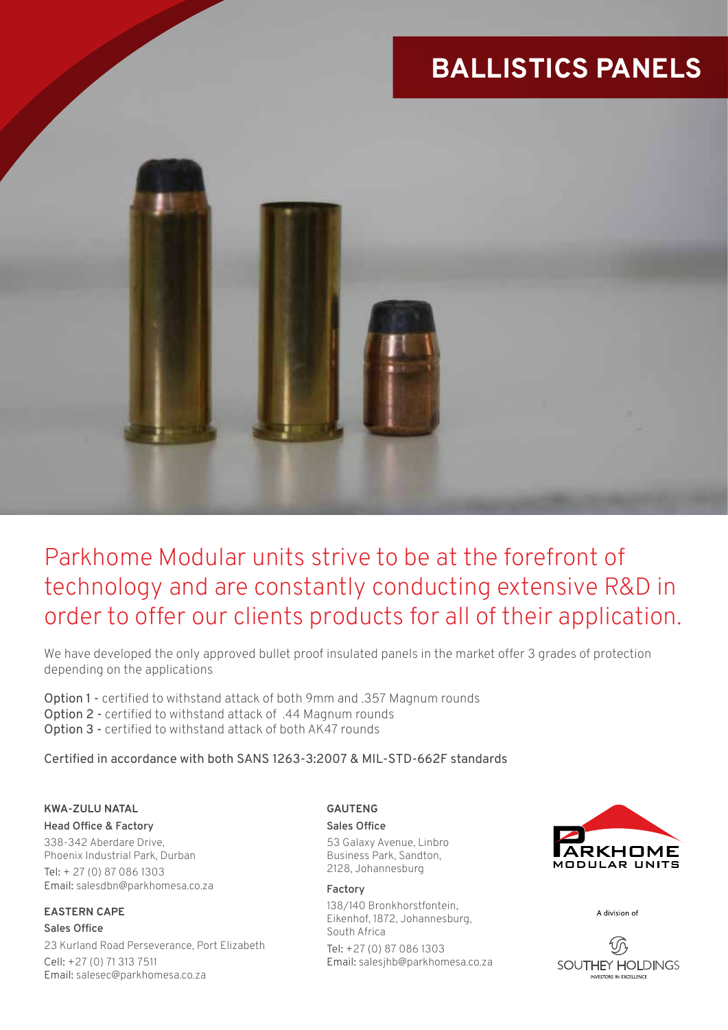# BALLISTICS PANELS

## Parkhome Modular units strive to be at the forefront of technology and are constantly conducting extensive R&D in order to offer our clients products for all of their application.

We have developed the only approved bullet proof insulated panels in the market offer 3 grades of protection depending on the applications

Option 1 - certified to withstand attack of both 9mm and .357 Magnum rounds
Option 2 - certified to withstand attack of .44 Magnum rounds
Option 3 - certified to withstand attack of both AK47 rounds

Certified in accordance with both SANS 1263-3:2007 & MIL-STD-662F standards

**KWA-ZULU NATAL**

**Head Office & Factory**
338-342 Aberdare Drive,
Phoenix Industrial Park, Durban
Tel: + 27 (0) 87 086 1303
Email: salesdbn@parkhomesa.co.za

**EASTERN CAPE**

**Sales Office**
23 Kurland Road Perseverance, Port Elizabeth
Cell: +27 (0) 71 313 7511
Email: salesec@parkhomesa.co.za

**GAUTENG**

**Sales Office**
53 Galaxy Avenue, Linbro
Business Park, Sandton,
2128, Johannesburg

**Factory**
138/140 Bronkhorstfontein,
Eikenhof, 1872, Johannesburg,
South Africa
Tel: +27 (0) 87 086 1303
Email: salesjhb@parkhomesa.co.za

PARKHOME MODULAR UNITS

A division of

SOUTHEY HOLDINGS
INVESTORS IN EXCELLENCE